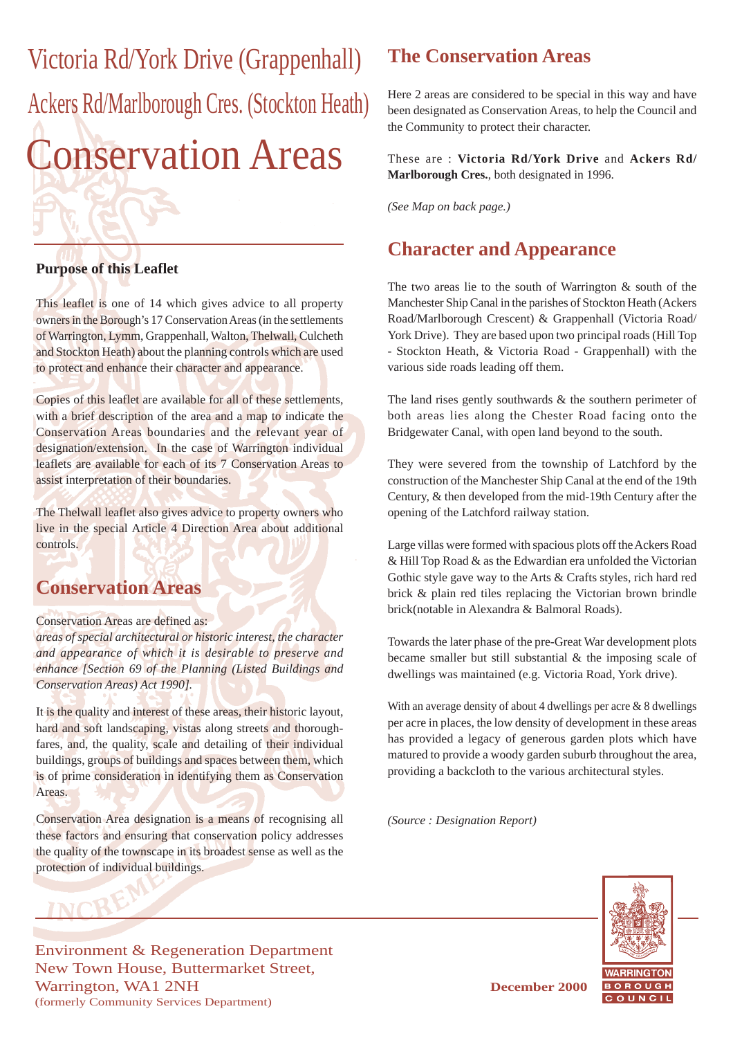# Victoria Rd/York Drive (Grappenhall)

# Ackers Rd/Marlborough Cres. (Stockton Heath)

# Conservation Areas

**Purpose of this Leaflet**

This leaflet is one of 14 which gives advice to all property owners in the Borough's 17 Conservation Areas (in the settlements of Warrington, Lymm, Grappenhall, Walton, Thelwall, Culcheth and Stockton Heath) about the planning controls which are used to protect and enhance their character and appearance.

Copies of this leaflet are available for all of these settlements, with a brief description of the area and a map to indicate the Conservation Areas boundaries and the relevant year of designation/extension. In the case of Warrington individual leaflets are available for each of its 7 Conservation Areas to assist interpretation of their boundaries.

The Thelwall leaflet also gives advice to property owners who live in the special Article 4 Direction Area about additional controls.

## Conservation Areas

Conservation Areas are defined as:
*areas of special architectural or historic interest, the character and appearance of which it is desirable to preserve and enhance [Section 69 of the Planning (Listed Buildings and Conservation Areas) Act 1990].*

It is the quality and interest of these areas, their historic layout, hard and soft landscaping, vistas along streets and thoroughfares, and, the quality, scale and detailing of their individual buildings, groups of buildings and spaces between them, which is of prime consideration in identifying them as Conservation Areas.

Conservation Area designation is a means of recognising all these factors and ensuring that conservation policy addresses the quality of the townscape in its broadest sense as well as the protection of individual buildings.

## The Conservation Areas

Here 2 areas are considered to be special in this way and have been designated as Conservation Areas, to help the Council and the Community to protect their character.

These are : **Victoria Rd/York Drive** and **Ackers Rd/ Marlborough Cres.**, both designated in 1996.

*(See Map on back page.)*

## Character and Appearance

The two areas lie to the south of Warrington & south of the Manchester Ship Canal in the parishes of Stockton Heath (Ackers Road/Marlborough Crescent) & Grappenhall (Victoria Road/ York Drive). They are based upon two principal roads (Hill Top - Stockton Heath, & Victoria Road - Grappenhall) with the various side roads leading off them.

The land rises gently southwards & the southern perimeter of both areas lies along the Chester Road facing onto the Bridgewater Canal, with open land beyond to the south.

They were severed from the township of Latchford by the construction of the Manchester Ship Canal at the end of the 19th Century, & then developed from the mid-19th Century after the opening of the Latchford railway station.

Large villas were formed with spacious plots off the Ackers Road & Hill Top Road & as the Edwardian era unfolded the Victorian Gothic style gave way to the Arts & Crafts styles, rich hard red brick & plain red tiles replacing the Victorian brown brindle brick(notable in Alexandra & Balmoral Roads).

Towards the later phase of the pre-Great War development plots became smaller but still substantial & the imposing scale of dwellings was maintained (e.g. Victoria Road, York drive).

With an average density of about 4 dwellings per acre & 8 dwellings per acre in places, the low density of development in these areas has provided a legacy of generous garden plots which have matured to provide a woody garden suburb throughout the area, providing a backcloth to the various architectural styles.

*(Source : Designation Report)*

Environment & Regeneration Department
New Town House, Buttermarket Street,
Warrington, WA1 2NH
(formerly Community Services Department)

**December 2000**

WARRINGTON BOROUGH COUNCIL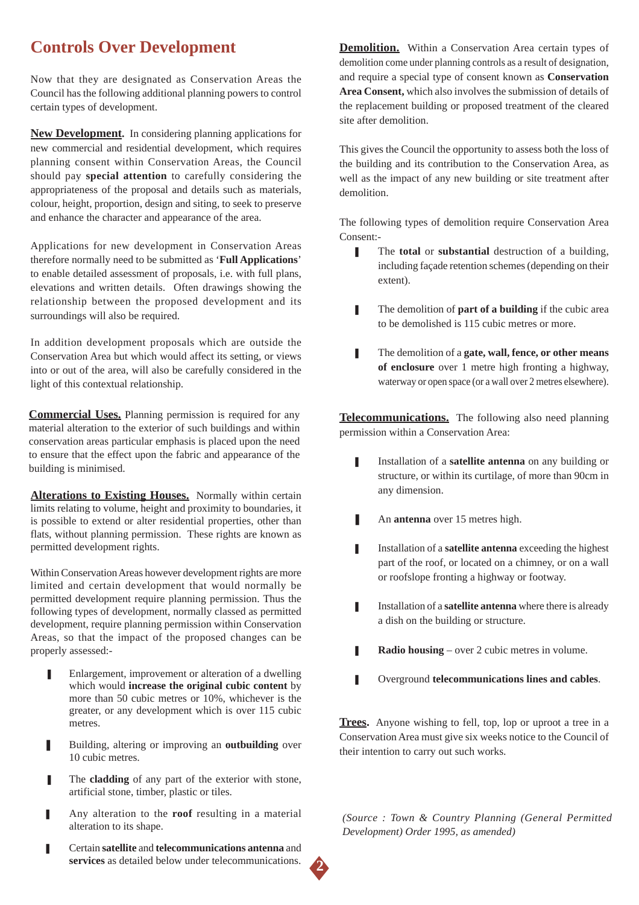# Controls Over Development

Now that they are designated as Conservation Areas the Council has the following additional planning powers to control certain types of development.

**New Development.** In considering planning applications for new commercial and residential development, which requires planning consent within Conservation Areas, the Council should pay **special attention** to carefully considering the appropriateness of the proposal and details such as materials, colour, height, proportion, design and siting, to seek to preserve and enhance the character and appearance of the area.

Applications for new development in Conservation Areas therefore normally need to be submitted as '**Full Applications**' to enable detailed assessment of proposals, i.e. with full plans, elevations and written details. Often drawings showing the relationship between the proposed development and its surroundings will also be required.

In addition development proposals which are outside the Conservation Area but which would affect its setting, or views into or out of the area, will also be carefully considered in the light of this contextual relationship.

**Commercial Uses.** Planning permission is required for any material alteration to the exterior of such buildings and within conservation areas particular emphasis is placed upon the need to ensure that the effect upon the fabric and appearance of the building is minimised.

**Alterations to Existing Houses.** Normally within certain limits relating to volume, height and proximity to boundaries, it is possible to extend or alter residential properties, other than flats, without planning permission. These rights are known as permitted development rights.

Within Conservation Areas however development rights are more limited and certain development that would normally be permitted development require planning permission. Thus the following types of development, normally classed as permitted development, require planning permission within Conservation Areas, so that the impact of the proposed changes can be properly assessed:-

- Enlargement, improvement or alteration of a dwelling which would **increase the original cubic content** by more than 50 cubic metres or 10%, whichever is the greater, or any development which is over 115 cubic metres.
- Building, altering or improving an **outbuilding** over 10 cubic metres.
- The **cladding** of any part of the exterior with stone, artificial stone, timber, plastic or tiles.
- Any alteration to the **roof** resulting in a material alteration to its shape.
- Certain **satellite** and **telecommunications antenna** and **services** as detailed below under telecommunications.

**Demolition.** Within a Conservation Area certain types of demolition come under planning controls as a result of designation, and require a special type of consent known as **Conservation Area Consent,** which also involves the submission of details of the replacement building or proposed treatment of the cleared site after demolition.

This gives the Council the opportunity to assess both the loss of the building and its contribution to the Conservation Area, as well as the impact of any new building or site treatment after demolition.

The following types of demolition require Conservation Area Consent:-

- The **total** or **substantial** destruction of a building, including façade retention schemes (depending on their extent).
- The demolition of **part of a building** if the cubic area to be demolished is 115 cubic metres or more.
- The demolition of a **gate, wall, fence, or other means of enclosure** over 1 metre high fronting a highway, waterway or open space (or a wall over 2 metres elsewhere).

**Telecommunications.** The following also need planning permission within a Conservation Area:

- Installation of a **satellite antenna** on any building or structure, or within its curtilage, of more than 90cm in any dimension.
- An **antenna** over 15 metres high.
- Installation of a **satellite antenna** exceeding the highest part of the roof, or located on a chimney, or on a wall or roofslope fronting a highway or footway.
- Installation of a **satellite antenna** where there is already a dish on the building or structure.
- **Radio housing** – over 2 cubic metres in volume.
- Overground **telecommunications lines and cables**.

**Trees.** Anyone wishing to fell, top, lop or uproot a tree in a Conservation Area must give six weeks notice to the Council of their intention to carry out such works.

*(Source : Town & Country Planning (General Permitted Development) Order 1995, as amended)*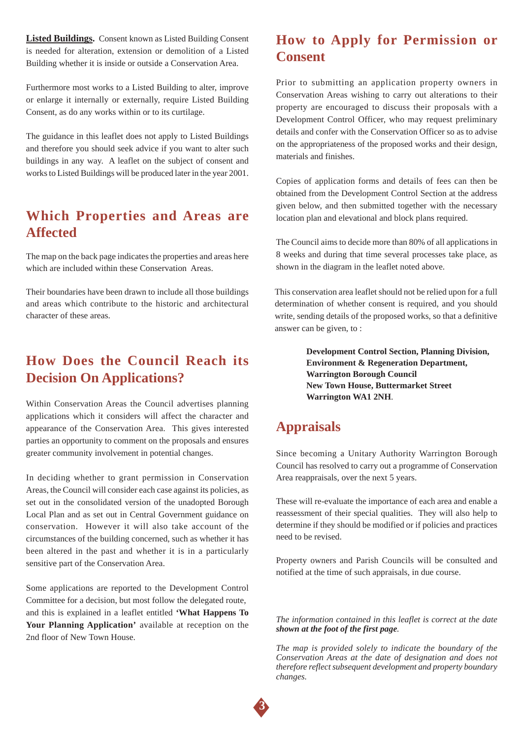**Listed Buildings.** Consent known as Listed Building Consent is needed for alteration, extension or demolition of a Listed Building whether it is inside or outside a Conservation Area.

Furthermore most works to a Listed Building to alter, improve or enlarge it internally or externally, require Listed Building Consent, as do any works within or to its curtilage.

The guidance in this leaflet does not apply to Listed Buildings and therefore you should seek advice if you want to alter such buildings in any way. A leaflet on the subject of consent and works to Listed Buildings will be produced later in the year 2001.

## Which Properties and Areas are Affected

The map on the back page indicates the properties and areas here which are included within these Conservation Areas.

Their boundaries have been drawn to include all those buildings and areas which contribute to the historic and architectural character of these areas.

## How Does the Council Reach its Decision On Applications?

Within Conservation Areas the Council advertises planning applications which it considers will affect the character and appearance of the Conservation Area. This gives interested parties an opportunity to comment on the proposals and ensures greater community involvement in potential changes.

In deciding whether to grant permission in Conservation Areas, the Council will consider each case against its policies, as set out in the consolidated version of the unadopted Borough Local Plan and as set out in Central Government guidance on conservation. However it will also take account of the circumstances of the building concerned, such as whether it has been altered in the past and whether it is in a particularly sensitive part of the Conservation Area.

Some applications are reported to the Development Control Committee for a decision, but most follow the delegated route, and this is explained in a leaflet entitled **'What Happens To Your Planning Application'** available at reception on the 2nd floor of New Town House.

## How to Apply for Permission or Consent

Prior to submitting an application property owners in Conservation Areas wishing to carry out alterations to their property are encouraged to discuss their proposals with a Development Control Officer, who may request preliminary details and confer with the Conservation Officer so as to advise on the appropriateness of the proposed works and their design, materials and finishes.

Copies of application forms and details of fees can then be obtained from the Development Control Section at the address given below, and then submitted together with the necessary location plan and elevational and block plans required.

The Council aims to decide more than 80% of all applications in 8 weeks and during that time several processes take place, as shown in the diagram in the leaflet noted above.

This conservation area leaflet should not be relied upon for a full determination of whether consent is required, and you should write, sending details of the proposed works, so that a definitive answer can be given, to :

**Development Control Section, Planning Division,**
**Environment & Regeneration Department,**
**Warrington Borough Council**
**New Town House, Buttermarket Street**
**Warrington WA1 2NH**.

## Appraisals

Since becoming a Unitary Authority Warrington Borough Council has resolved to carry out a programme of Conservation Area reappraisals, over the next 5 years.

These will re-evaluate the importance of each area and enable a reassessment of their special qualities. They will also help to determine if they should be modified or if policies and practices need to be revised.

Property owners and Parish Councils will be consulted and notified at the time of such appraisals, in due course.

*The information contained in this leaflet is correct at the date **shown at the foot of the first page**.*

*The map is provided solely to indicate the boundary of the Conservation Areas at the date of designation and does not therefore reflect subsequent development and property boundary changes.*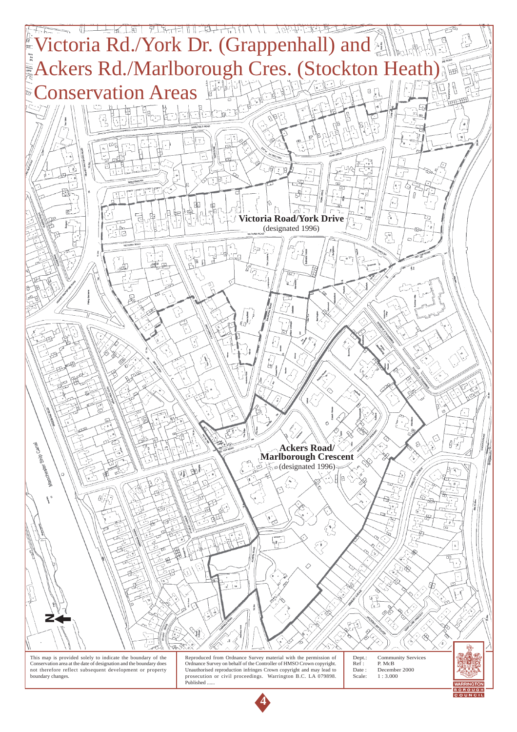# Victoria Rd./York Dr. (Grappenhall) and Ackers Rd./Marlborough Cres. (Stockton Heath) Conservation Areas

**Victoria Road/York Drive**
(designated 1996)

**Ackers Road/ Marlborough Crescent**
(designated 1996)

Manchester Ship Canal

This map is provided solely to indicate the boundary of the Conservation area at the date of designation and the boundary does not therefore reflect subsequent development or property boundary changes.

Reproduced from Ordnance Survey material with the permission of Ordnance Survey on behalf of the Controller of HMSO Crown copyright. Unauthorised reproduction infringes Crown copyright and may lead to prosecution or civil proceedings. Warrington B.C. LA 079898. Published ......

Dept.: Community Services
Ref : P. McB
Date : December 2000
Scale: 1 : 3.000

WARRINGTON BOROUGH COUNCIL